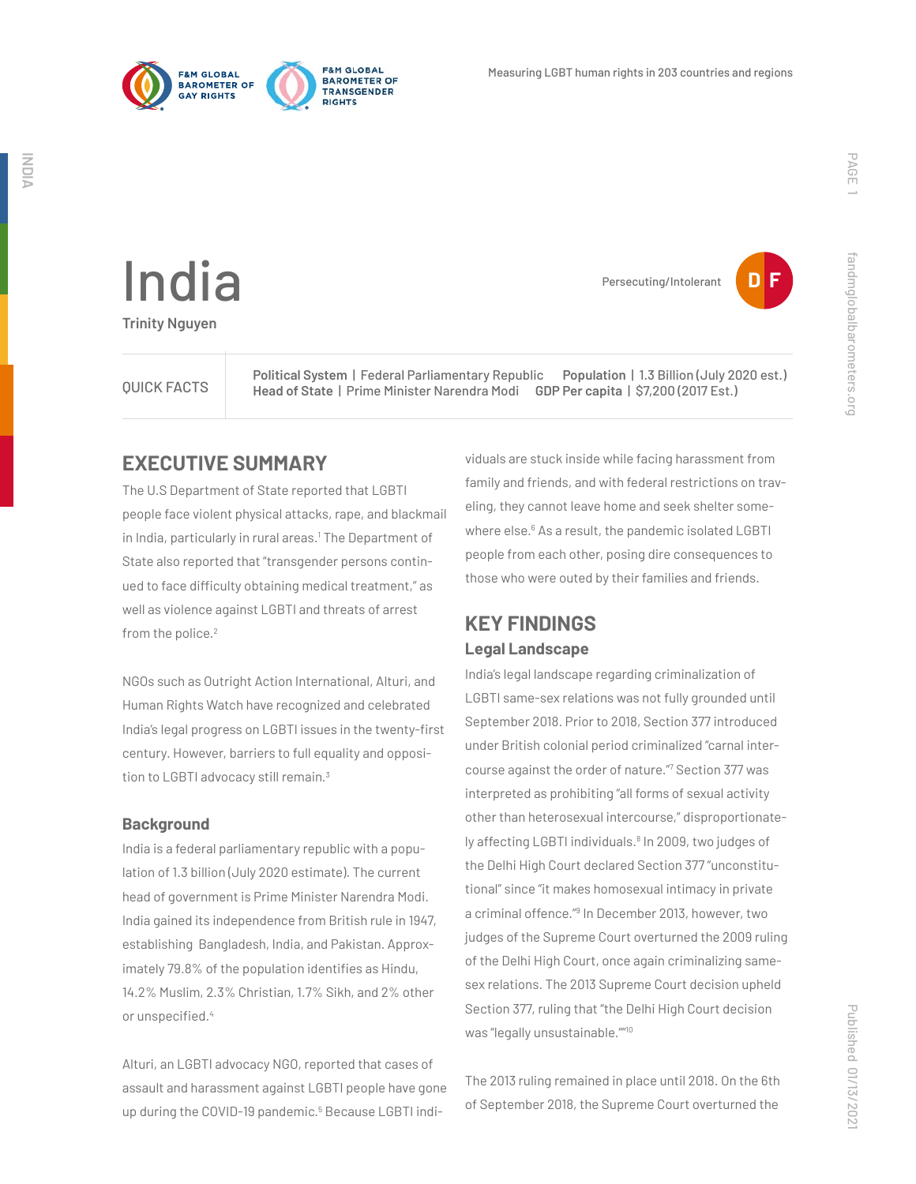# India

**Trinity Nguyen**

Persecuting/Intolerant **D F**

| QUICK FACTS | |
|---|---|
| **Political System** \| Federal Parliamentary Republic | **Population** \| 1.3 Billion (July 2020 est.) |
| **Head of State** \| Prime Minister Narendra Modi | **GDP Per capita** \| $7,200 (2017 Est.) |

## EXECUTIVE SUMMARY

The U.S Department of State reported that LGBTI people face violent physical attacks, rape, and blackmail in India, particularly in rural areas.[1] The Department of State also reported that "transgender persons continued to face difficulty obtaining medical treatment," as well as violence against LGBTI and threats of arrest from the police.[2]

NGOs such as Outright Action International, Alturi, and Human Rights Watch have recognized and celebrated India's legal progress on LGBTI issues in the twenty-first century. However, barriers to full equality and opposition to LGBTI advocacy still remain.[3]

### Background

India is a federal parliamentary republic with a population of 1.3 billion (July 2020 estimate). The current head of government is Prime Minister Narendra Modi. India gained its independence from British rule in 1947, establishing Bangladesh, India, and Pakistan. Approximately 79.8% of the population identifies as Hindu, 14.2% Muslim, 2.3% Christian, 1.7% Sikh, and 2% other or unspecified.[4]

Alturi, an LGBTI advocacy NGO, reported that cases of assault and harassment against LGBTI people have gone up during the COVID-19 pandemic.[5] Because LGBTI individuals are stuck inside while facing harassment from family and friends, and with federal restrictions on traveling, they cannot leave home and seek shelter somewhere else.[6] As a result, the pandemic isolated LGBTI people from each other, posing dire consequences to those who were outed by their families and friends.

## KEY FINDINGS

### Legal Landscape

India's legal landscape regarding criminalization of LGBTI same-sex relations was not fully grounded until September 2018. Prior to 2018, Section 377 introduced under British colonial period criminalized "carnal intercourse against the order of nature."[7] Section 377 was interpreted as prohibiting "all forms of sexual activity other than heterosexual intercourse," disproportionately affecting LGBTI individuals.[8] In 2009, two judges of the Delhi High Court declared Section 377 "unconstitutional" since "it makes homosexual intimacy in private a criminal offence."[9] In December 2013, however, two judges of the Supreme Court overturned the 2009 ruling of the Delhi High Court, once again criminalizing same-sex relations. The 2013 Supreme Court decision upheld Section 377, ruling that "the Delhi High Court decision was "legally unsustainable.""[10]

The 2013 ruling remained in place until 2018. On the 6th of September 2018, the Supreme Court overturned the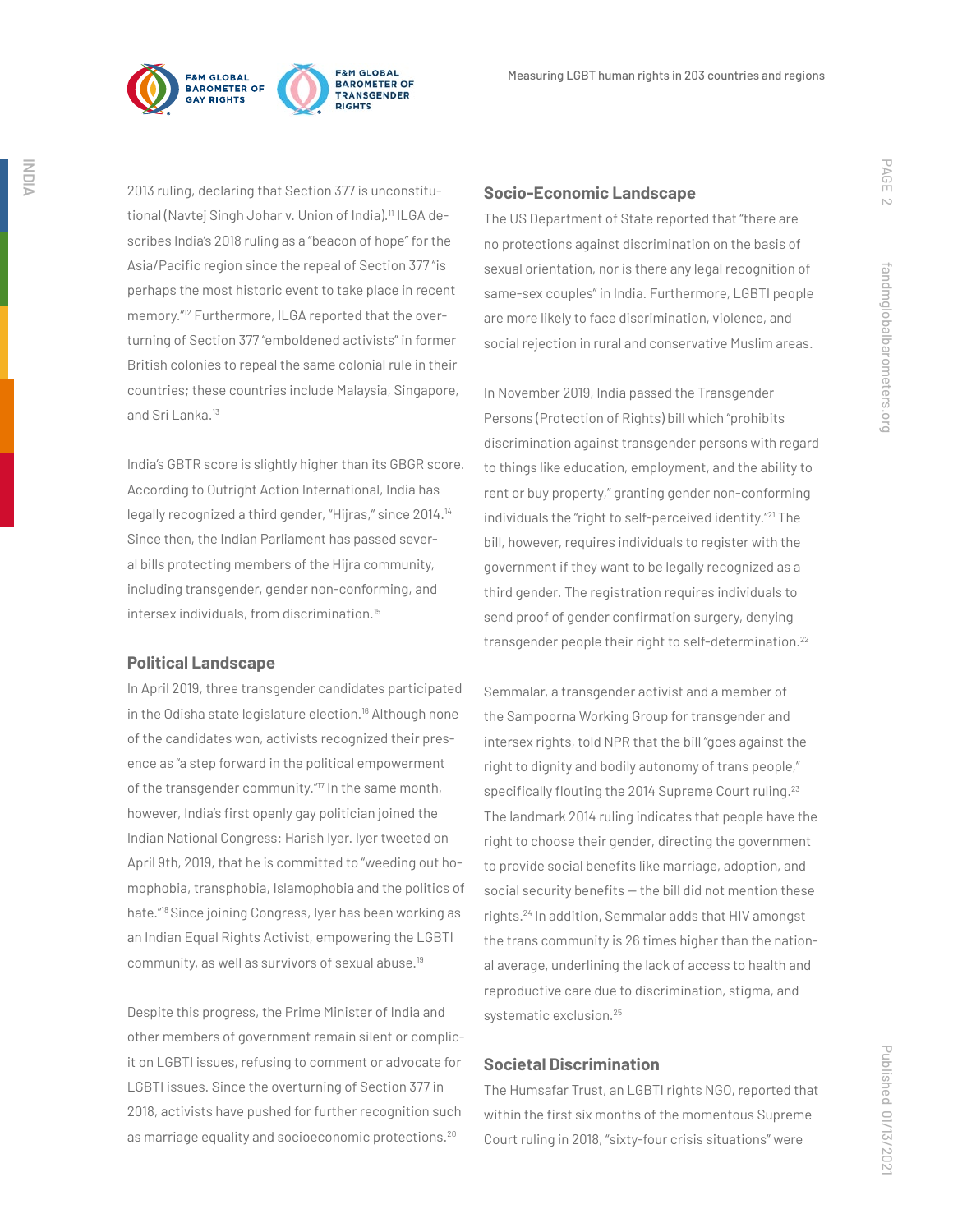2013 ruling, declaring that Section 377 is unconstitutional (Navtej Singh Johar v. Union of India).[11] ILGA describes India's 2018 ruling as a "beacon of hope" for the Asia/Pacific region since the repeal of Section 377 "is perhaps the most historic event to take place in recent memory."[12] Furthermore, ILGA reported that the overturning of Section 377 "emboldened activists" in former British colonies to repeal the same colonial rule in their countries; these countries include Malaysia, Singapore, and Sri Lanka.[13]

India's GBTR score is slightly higher than its GBGR score. According to Outright Action International, India has legally recognized a third gender, "Hijras," since 2014.[14] Since then, the Indian Parliament has passed several bills protecting members of the Hijra community, including transgender, gender non-conforming, and intersex individuals, from discrimination.[15]

### Political Landscape

In April 2019, three transgender candidates participated in the Odisha state legislature election.[16] Although none of the candidates won, activists recognized their presence as "a step forward in the political empowerment of the transgender community."[17] In the same month, however, India's first openly gay politician joined the Indian National Congress: Harish Iyer. Iyer tweeted on April 9th, 2019, that he is committed to "weeding out homophobia, transphobia, Islamophobia and the politics of hate."[18] Since joining Congress, Iyer has been working as an Indian Equal Rights Activist, empowering the LGBTI community, as well as survivors of sexual abuse.[19]

Despite this progress, the Prime Minister of India and other members of government remain silent or complicit on LGBTI issues, refusing to comment or advocate for LGBTI issues. Since the overturning of Section 377 in 2018, activists have pushed for further recognition such as marriage equality and socioeconomic protections.[20]

### Socio-Economic Landscape

The US Department of State reported that "there are no protections against discrimination on the basis of sexual orientation, nor is there any legal recognition of same-sex couples" in India. Furthermore, LGBTI people are more likely to face discrimination, violence, and social rejection in rural and conservative Muslim areas.

In November 2019, India passed the Transgender Persons (Protection of Rights) bill which "prohibits discrimination against transgender persons with regard to things like education, employment, and the ability to rent or buy property," granting gender non-conforming individuals the "right to self-perceived identity."[21] The bill, however, requires individuals to register with the government if they want to be legally recognized as a third gender. The registration requires individuals to send proof of gender confirmation surgery, denying transgender people their right to self-determination.[22]

Semmalar, a transgender activist and a member of the Sampoorna Working Group for transgender and intersex rights, told NPR that the bill "goes against the right to dignity and bodily autonomy of trans people," specifically flouting the 2014 Supreme Court ruling.[23] The landmark 2014 ruling indicates that people have the right to choose their gender, directing the government to provide social benefits like marriage, adoption, and social security benefits — the bill did not mention these rights.[24] In addition, Semmalar adds that HIV amongst the trans community is 26 times higher than the national average, underlining the lack of access to health and reproductive care due to discrimination, stigma, and systematic exclusion.[25]

### Societal Discrimination

The Humsafar Trust, an LGBTI rights NGO, reported that within the first six months of the momentous Supreme Court ruling in 2018, "sixty-four crisis situations" were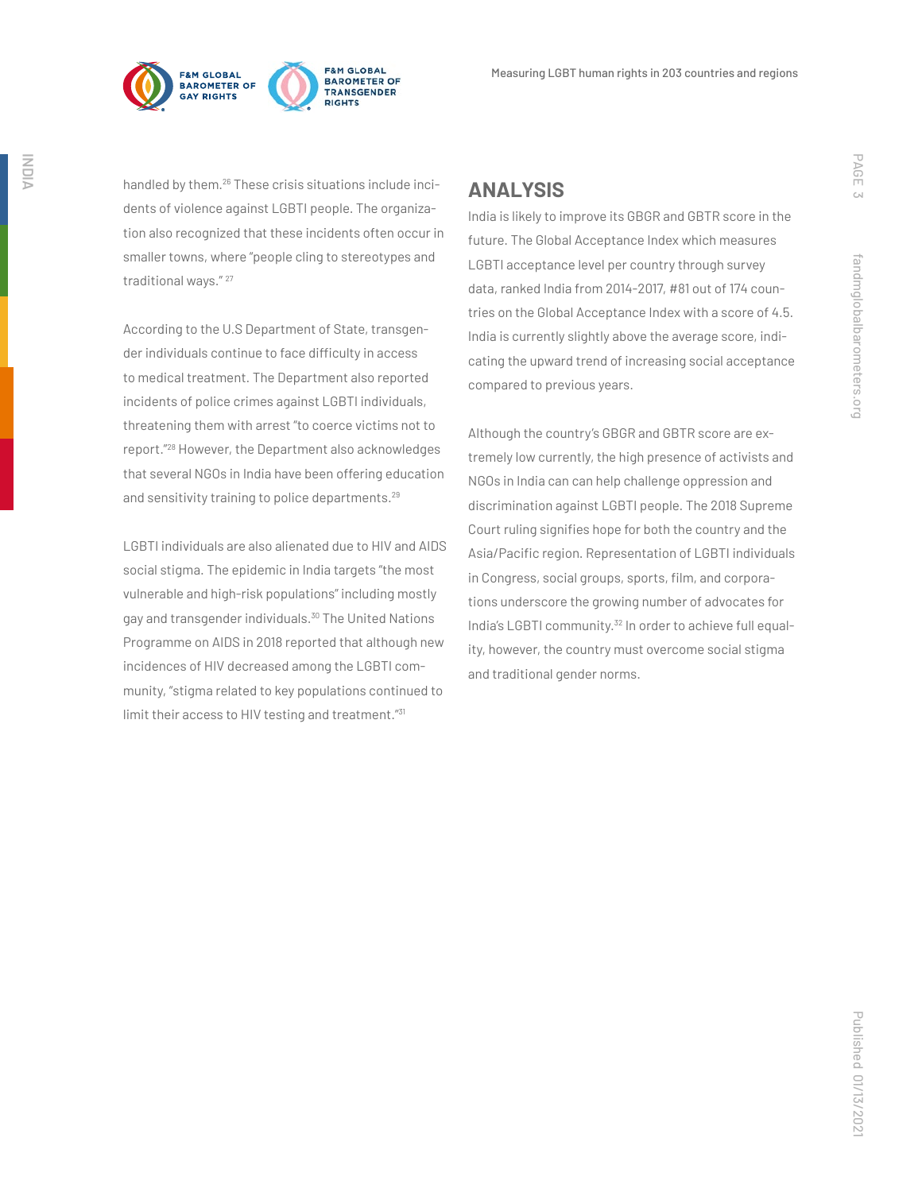handled by them.[26] These crisis situations include incidents of violence against LGBTI people. The organization also recognized that these incidents often occur in smaller towns, where "people cling to stereotypes and traditional ways." [27]

According to the U.S Department of State, transgender individuals continue to face difficulty in access to medical treatment. The Department also reported incidents of police crimes against LGBTI individuals, threatening them with arrest "to coerce victims not to report."[28] However, the Department also acknowledges that several NGOs in India have been offering education and sensitivity training to police departments.[29]

LGBTI individuals are also alienated due to HIV and AIDS social stigma. The epidemic in India targets "the most vulnerable and high-risk populations" including mostly gay and transgender individuals.[30] The United Nations Programme on AIDS in 2018 reported that although new incidences of HIV decreased among the LGBTI community, "stigma related to key populations continued to limit their access to HIV testing and treatment."[31]

## ANALYSIS

India is likely to improve its GBGR and GBTR score in the future. The Global Acceptance Index which measures LGBTI acceptance level per country through survey data, ranked India from 2014-2017, #81 out of 174 countries on the Global Acceptance Index with a score of 4.5. India is currently slightly above the average score, indicating the upward trend of increasing social acceptance compared to previous years.

Although the country's GBGR and GBTR score are extremely low currently, the high presence of activists and NGOs in India can can help challenge oppression and discrimination against LGBTI people. The 2018 Supreme Court ruling signifies hope for both the country and the Asia/Pacific region. Representation of LGBTI individuals in Congress, social groups, sports, film, and corporations underscore the growing number of advocates for India's LGBTI community.[32] In order to achieve full equality, however, the country must overcome social stigma and traditional gender norms.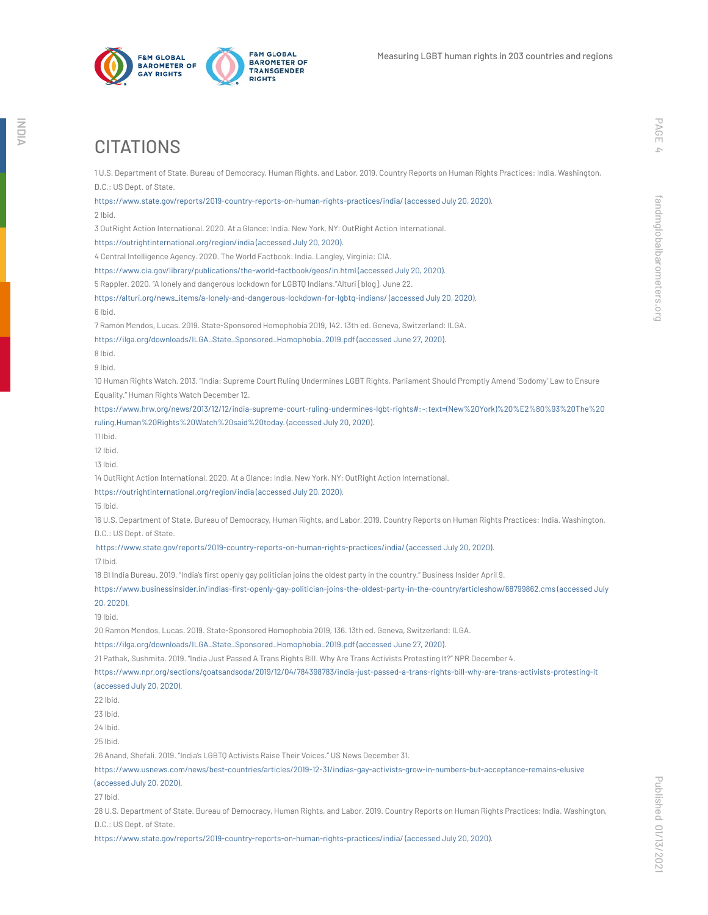# CITATIONS

1 U.S. Department of State. Bureau of Democracy, Human Rights, and Labor. 2019. Country Reports on Human Rights Practices: India. Washington, D.C.: US Dept. of State.
https://www.state.gov/reports/2019-country-reports-on-human-rights-practices/india/ (accessed July 20, 2020).

2 Ibid.

3 OutRight Action International. 2020. At a Glance: India. New York, NY: OutRight Action International.
https://outrightinternational.org/region/india (accessed July 20, 2020).

4 Central Intelligence Agency. 2020. The World Factbook: India. Langley, Virginia: CIA.
https://www.cia.gov/library/publications/the-world-factbook/geos/in.html (accessed July 20, 2020).

5 Rappler. 2020. "A lonely and dangerous lockdown for LGBTQ Indians."Alturi [blog], June 22.
https://alturi.org/news_items/a-lonely-and-dangerous-lockdown-for-lgbtq-indians/ (accessed July 20, 2020).

6 Ibid.

7 Ramón Mendos, Lucas. 2019. State-Sponsored Homophobia 2019, 142. 13th ed. Geneva, Switzerland: ILGA.
https://ilga.org/downloads/ILGA_State_Sponsored_Homophobia_2019.pdf (accessed June 27, 2020).

8 Ibid.

9 Ibid.

10 Human Rights Watch. 2013. "India: Supreme Court Ruling Undermines LGBT Rights, Parliament Should Promptly Amend 'Sodomy' Law to Ensure Equality." Human Rights Watch December 12.
https://www.hrw.org/news/2013/12/12/india-supreme-court-ruling-undermines-lgbt-rights#:~:text=(New%20York)%20%E2%80%93%20The%20ruling,Human%20Rights%20Watch%20said%20today. (accessed July 20, 2020).

11 Ibid.

12 Ibid.

13 Ibid.

14 OutRight Action International. 2020. At a Glance: India. New York, NY: OutRight Action International.
https://outrightinternational.org/region/india (accessed July 20, 2020).

15 Ibid.

16 U.S. Department of State. Bureau of Democracy, Human Rights, and Labor. 2019. Country Reports on Human Rights Practices: India. Washington, D.C.: US Dept. of State.
https://www.state.gov/reports/2019-country-reports-on-human-rights-practices/india/ (accessed July 20, 2020).

17 Ibid.

18 BI India Bureau. 2019. "India's first openly gay politician joins the oldest party in the country." Business Insider April 9.
https://www.businessinsider.in/indias-first-openly-gay-politician-joins-the-oldest-party-in-the-country/articleshow/68799862.cms (accessed July 20, 2020).

19 Ibid.

20 Ramón Mendos, Lucas. 2019. State-Sponsored Homophobia 2019, 136. 13th ed. Geneva, Switzerland: ILGA.
https://ilga.org/downloads/ILGA_State_Sponsored_Homophobia_2019.pdf (accessed June 27, 2020).

21 Pathak, Sushmita. 2019. "India Just Passed A Trans Rights Bill. Why Are Trans Activists Protesting It?" NPR December 4.
https://www.npr.org/sections/goatsandsoda/2019/12/04/784398783/india-just-passed-a-trans-rights-bill-why-are-trans-activists-protesting-it (accessed July 20, 2020).

22 Ibid.

23 Ibid.

24 Ibid.

25 Ibid.

26 Anand, Shefali. 2019. "India's LGBTQ Activists Raise Their Voices." US News December 31.
https://www.usnews.com/news/best-countries/articles/2019-12-31/indias-gay-activists-grow-in-numbers-but-acceptance-remains-elusive (accessed July 20, 2020).

27 Ibid.

28 U.S. Department of State. Bureau of Democracy, Human Rights, and Labor. 2019. Country Reports on Human Rights Practices: India. Washington, D.C.: US Dept. of State.
https://www.state.gov/reports/2019-country-reports-on-human-rights-practices/india/ (accessed July 20, 2020).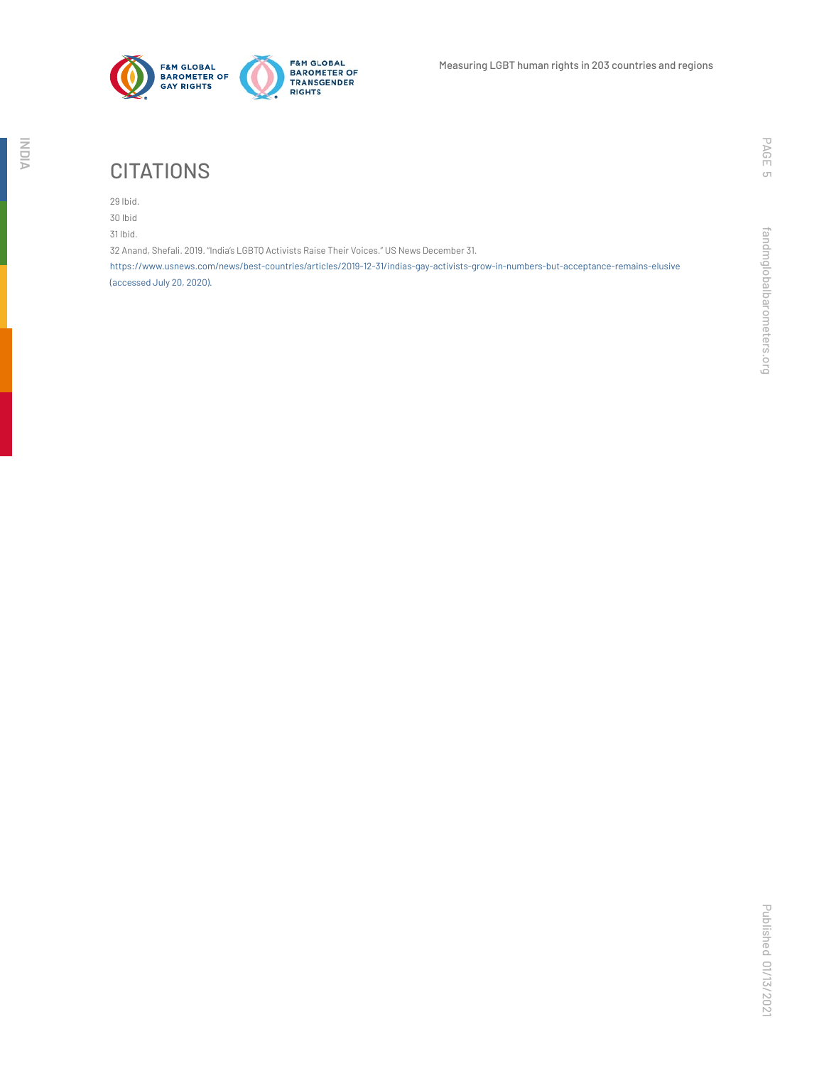## CITATIONS

29 Ibid.

30 Ibid

31 Ibid.

32 Anand, Shefali. 2019. "India's LGBTQ Activists Raise Their Voices." US News December 31.
https://www.usnews.com/news/best-countries/articles/2019-12-31/indias-gay-activists-grow-in-numbers-but-acceptance-remains-elusive (accessed July 20, 2020).